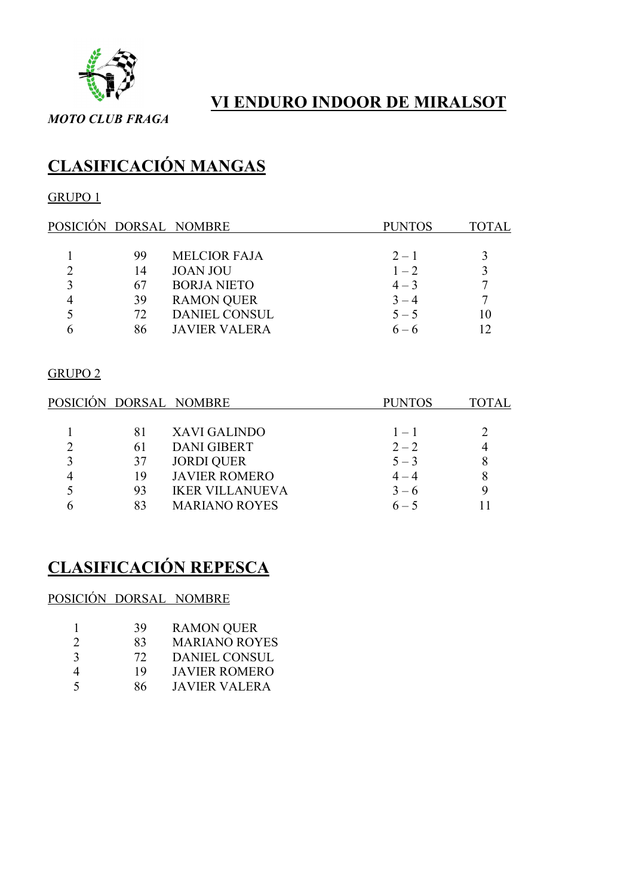# VI ENDURO INDOOR DE MIRALSOT

*MOTO CLUB FRAGA*

## CLASIFICACIÓN MANGAS

### GRUPO 1

| POSICIÓN | DORSAL | NOMBRE | PUNTOS | TOTAL |
|---|---|---|---|---|
| 1 | 99 | MELCIOR FAJA | 2 – 1 | 3 |
| 2 | 14 | JOAN JOU | 1 – 2 | 3 |
| 3 | 67 | BORJA NIETO | 4 – 3 | 7 |
| 4 | 39 | RAMON QUER | 3 – 4 | 7 |
| 5 | 72 | DANIEL CONSUL | 5 – 5 | 10 |
| 6 | 86 | JAVIER VALERA | 6 – 6 | 12 |

### GRUPO 2

| POSICIÓN | DORSAL | NOMBRE | PUNTOS | TOTAL |
|---|---|---|---|---|
| 1 | 81 | XAVI GALINDO | 1 – 1 | 2 |
| 2 | 61 | DANI GIBERT | 2 – 2 | 4 |
| 3 | 37 | JORDI QUER | 5 – 3 | 8 |
| 4 | 19 | JAVIER ROMERO | 4 – 4 | 8 |
| 5 | 93 | IKER VILLANUEVA | 3 – 6 | 9 |
| 6 | 83 | MARIANO ROYES | 6 – 5 | 11 |

## CLASIFICACIÓN REPESCA

| POSICIÓN | DORSAL | NOMBRE |
|---|---|---|
| 1 | 39 | RAMON QUER |
| 2 | 83 | MARIANO ROYES |
| 3 | 72 | DANIEL CONSUL |
| 4 | 19 | JAVIER ROMERO |
| 5 | 86 | JAVIER VALERA |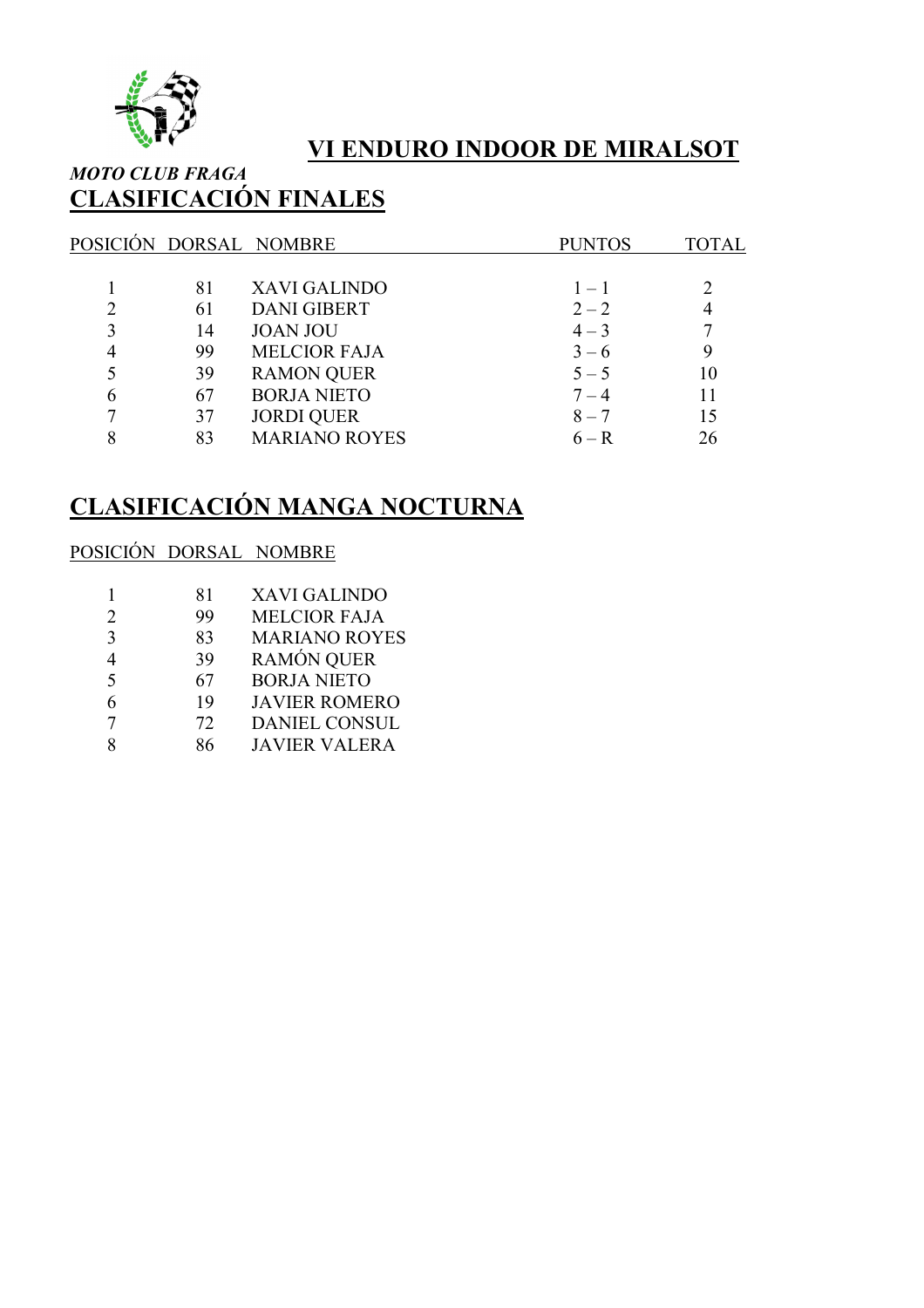# VI ENDURO INDOOR DE MIRALSOT

***MOTO CLUB FRAGA***

## CLASIFICACIÓN FINALES

| POSICIÓN | DORSAL | NOMBRE | PUNTOS | TOTAL |
|---|---|---|---|---|
| 1 | 81 | XAVI GALINDO | 1 – 1 | 2 |
| 2 | 61 | DANI GIBERT | 2 – 2 | 4 |
| 3 | 14 | JOAN JOU | 4 – 3 | 7 |
| 4 | 99 | MELCIOR FAJA | 3 – 6 | 9 |
| 5 | 39 | RAMON QUER | 5 – 5 | 10 |
| 6 | 67 | BORJA NIETO | 7 – 4 | 11 |
| 7 | 37 | JORDI QUER | 8 – 7 | 15 |
| 8 | 83 | MARIANO ROYES | 6 – R | 26 |

## CLASIFICACIÓN MANGA NOCTURNA

| POSICIÓN | DORSAL | NOMBRE |
|---|---|---|
| 1 | 81 | XAVI GALINDO |
| 2 | 99 | MELCIOR FAJA |
| 3 | 83 | MARIANO ROYES |
| 4 | 39 | RAMÓN QUER |
| 5 | 67 | BORJA NIETO |
| 6 | 19 | JAVIER ROMERO |
| 7 | 72 | DANIEL CONSUL |
| 8 | 86 | JAVIER VALERA |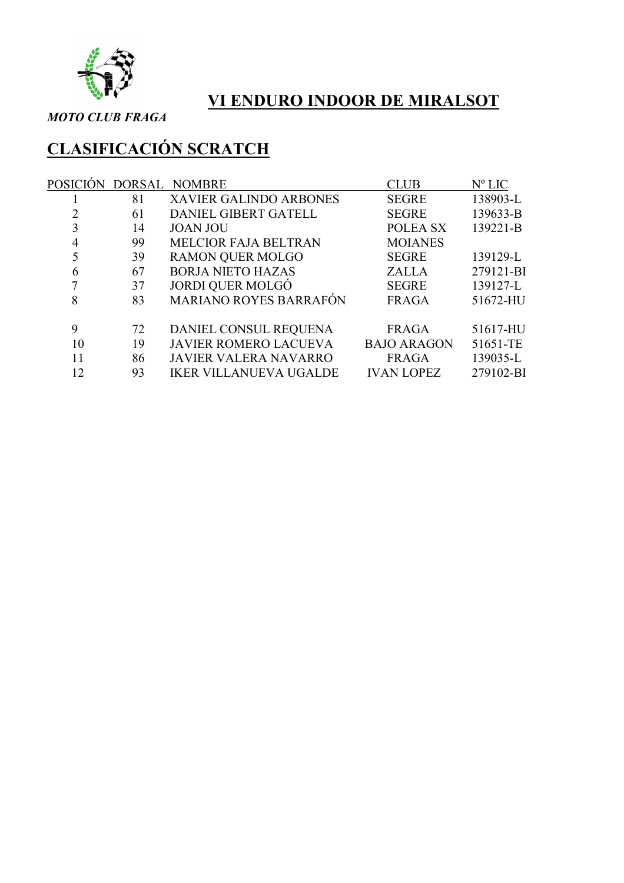*MOTO CLUB FRAGA*

# VI ENDURO INDOOR DE MIRALSOT

## CLASIFICACIÓN SCRATCH

| POSICIÓN | DORSAL | NOMBRE | CLUB | Nº LIC |
|---|---|---|---|---|
| 1 | 81 | XAVIER GALINDO ARBONES | SEGRE | 138903-L |
| 2 | 61 | DANIEL GIBERT GATELL | SEGRE | 139633-B |
| 3 | 14 | JOAN JOU | POLEA SX | 139221-B |
| 4 | 99 | MELCIOR FAJA BELTRAN | MOIANES | |
| 5 | 39 | RAMON QUER MOLGO | SEGRE | 139129-L |
| 6 | 67 | BORJA NIETO HAZAS | ZALLA | 279121-BI |
| 7 | 37 | JORDI QUER MOLGÓ | SEGRE | 139127-L |
| 8 | 83 | MARIANO ROYES BARRAFÓN | FRAGA | 51672-HU |
| 9 | 72 | DANIEL CONSUL REQUENA | FRAGA | 51617-HU |
| 10 | 19 | JAVIER ROMERO LACUEVA | BAJO ARAGON | 51651-TE |
| 11 | 86 | JAVIER VALERA NAVARRO | FRAGA | 139035-L |
| 12 | 93 | IKER VILLANUEVA UGALDE | IVAN LOPEZ | 279102-BI |